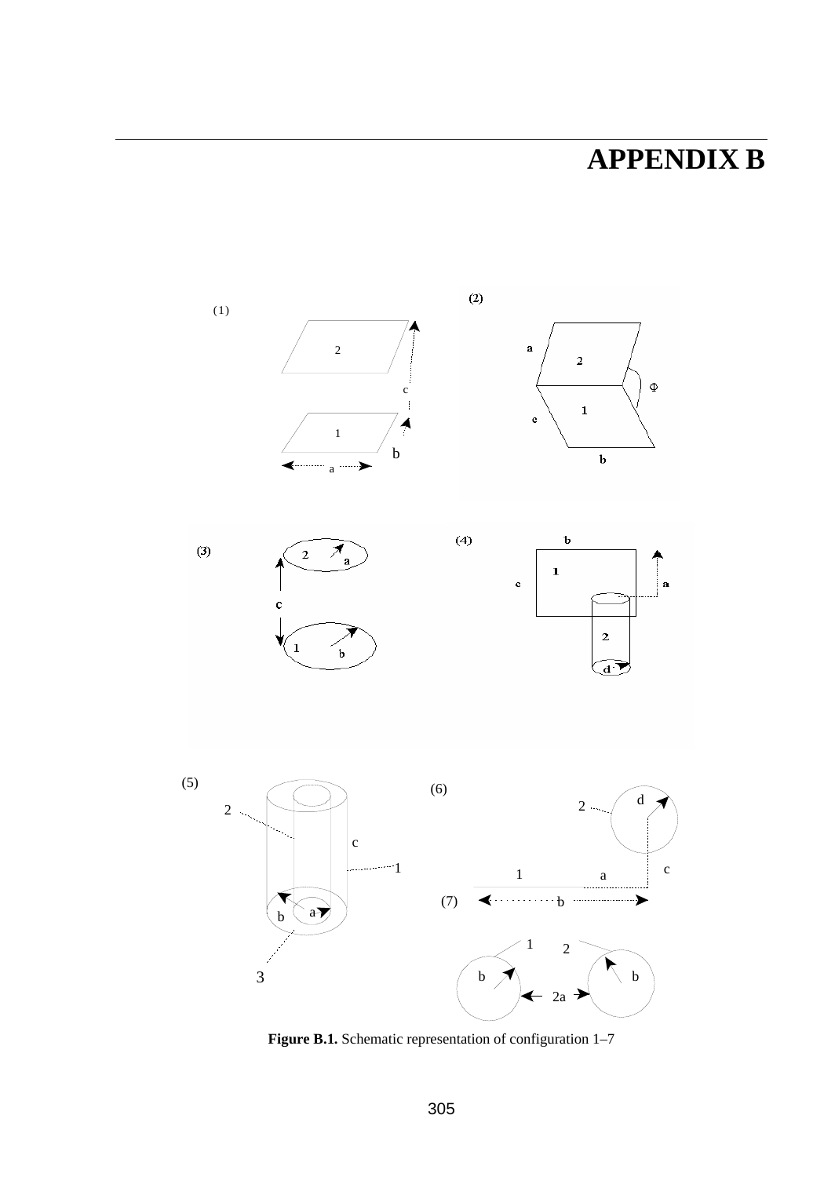# APPENDIX B

**Figure B.1.** Schematic representation of configuration 1–7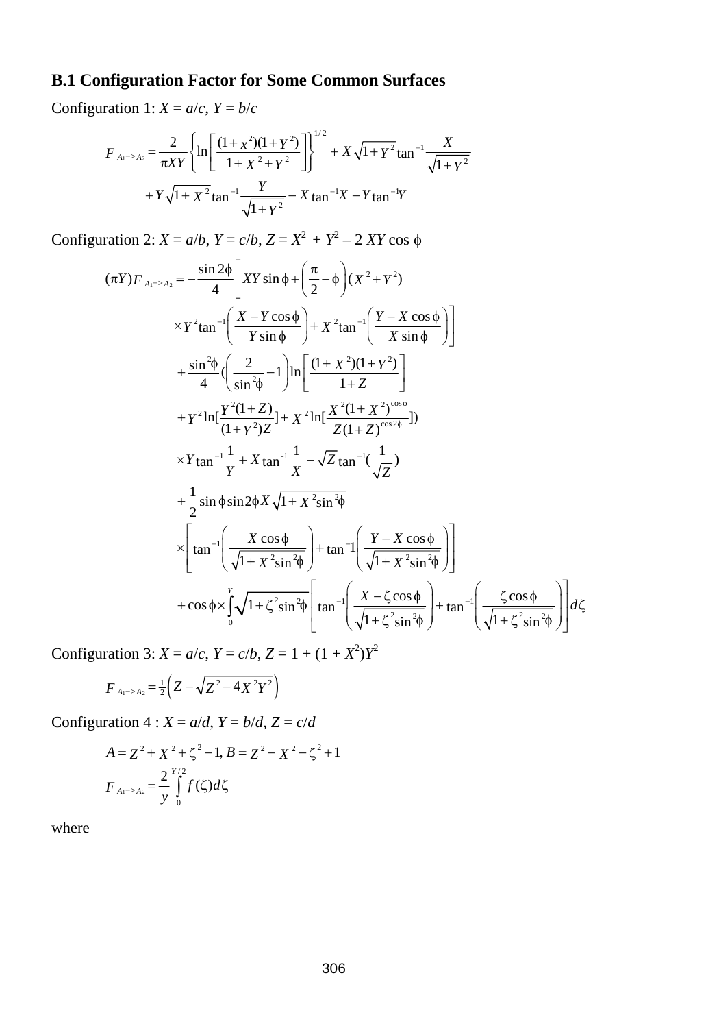## B.1 Configuration Factor for Some Common Surfaces

Configuration 1: $X = a/c$, $Y = b/c$

$$F_{A_1->A_2} = \frac{2}{\pi XY}\left\{\ln\left[\frac{(1+x^2)(1+Y^2)}{1+X^2+Y^2}\right]\right\}^{1/2} + X\sqrt{1+Y^2}\tan^{-1}\frac{X}{\sqrt{1+Y^2}}$$

$$+Y\sqrt{1+X^2}\tan^{-1}\frac{Y}{\sqrt{1+Y^2}} - X\tan^{-1}X - Y\tan^{-1}Y$$

Configuration 2: $X = a/b$, $Y = c/b$, $Z = X^2 + Y^2 - 2XY\cos\phi$

$$(\pi Y)F_{A_1->A_2} = -\frac{\sin 2\phi}{4}\left[XY\sin\phi + \left(\frac{\pi}{2}-\phi\right)(X^2+Y^2)\right.$$

$$\left.\times Y^2\tan^{-1}\left(\frac{X-Y\cos\phi}{Y\sin\phi}\right) + X^2\tan^{-1}\left(\frac{Y-X\cos\phi}{X\sin\phi}\right)\right]$$

$$+\frac{\sin^2\phi}{4}\left(\left(\frac{2}{\sin^2\phi}-1\right)\ln\left[\frac{(1+X^2)(1+Y^2)}{1+Z}\right]\right.$$

$$\left.+Y^2\ln\left[\frac{Y^2(1+Z)}{(1+Y^2)Z}\right] + X^2\ln\left[\frac{X^2(1+X^2)^{\cos\phi}}{Z(1+Z)^{\cos 2\phi}}\right]\right)$$

$$\times Y\tan^{-1}\frac{1}{Y} + X\tan^{-1}\frac{1}{X} - \sqrt{Z}\tan^{-1}\left(\frac{1}{\sqrt{Z}}\right)$$

$$+\frac{1}{2}\sin\phi\sin 2\phi X\sqrt{1+X^2\sin^2\phi}$$

$$\times\left[\tan^{-1}\left(\frac{X\cos\phi}{\sqrt{1+X^2\sin^2\phi}}\right) + \tan^{-1}\left(\frac{Y-X\cos\phi}{\sqrt{1+X^2\sin^2\phi}}\right)\right]$$

$$+\cos\phi\times\int_0^Y\sqrt{1+\zeta^2\sin^2\phi}\left[\tan^{-1}\left(\frac{X-\zeta\cos\phi}{\sqrt{1+\zeta^2\sin^2\phi}}\right) + \tan^{-1}\left(\frac{\zeta\cos\phi}{\sqrt{1+\zeta^2\sin^2\phi}}\right)\right]d\zeta$$

Configuration 3: $X = a/c$, $Y = c/b$, $Z = 1 + (1 + X^2)Y^2$

$$F_{A_1->A_2} = \tfrac{1}{2}\left(Z - \sqrt{Z^2 - 4X^2Y^2}\right)$$

Configuration 4 : $X = a/d$, $Y = b/d$, $Z = c/d$

$$A = Z^2 + X^2 + \zeta^2 - 1,\ B = Z^2 - X^2 - \zeta^2 + 1$$

$$F_{A_1->A_2} = \frac{2}{y}\int_0^{Y/2} f(\zeta)d\zeta$$

where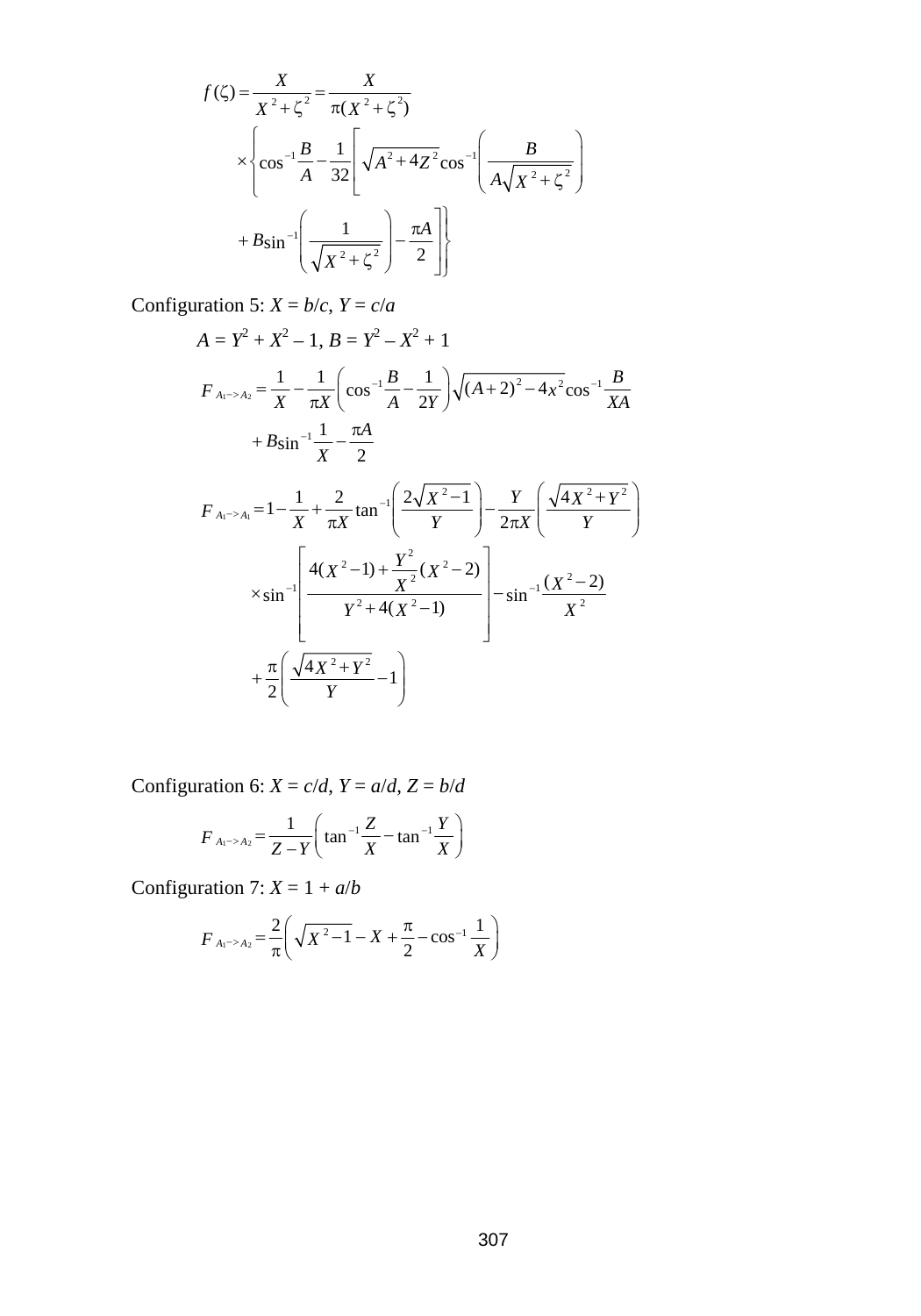$$f(\zeta) = \frac{X}{X^2+\zeta^2} = \frac{X}{\pi(X^2+\zeta^2)}$$

$$\times\left\{\cos^{-1}\frac{B}{A} - \frac{1}{32}\left[\sqrt{A^2+4Z^2}\cos^{-1}\left(\frac{B}{A\sqrt{X^2+\zeta^2}}\right)\right.\right.$$

$$\left.\left. + B\sin^{-1}\left(\frac{1}{\sqrt{X^2+\zeta^2}}\right) - \frac{\pi A}{2}\right]\right\}$$

Configuration 5: $X = b/c$, $Y = c/a$

$$A = Y^2 + X^2 - 1,\; B = Y^2 - X^2 + 1$$

$$F_{A_1->A_2} = \frac{1}{X} - \frac{1}{\pi X}\left(\cos^{-1}\frac{B}{A} - \frac{1}{2Y}\right)\sqrt{(A+2)^2-4x^2}\cos^{-1}\frac{B}{XA}$$

$$+ B\sin^{-1}\frac{1}{X} - \frac{\pi A}{2}$$

$$F_{A_1->A_1} = 1 - \frac{1}{X} + \frac{2}{\pi X}\tan^{-1}\left(\frac{2\sqrt{X^2-1}}{Y}\right) - \frac{Y}{2\pi X}\left(\frac{\sqrt{4X^2+Y^2}}{Y}\right)$$

$$\times\sin^{-1}\left[\frac{4(X^2-1)+\dfrac{Y^2}{X^2}(X^2-2)}{Y^2+4(X^2-1)}\right] - \sin^{-1}\frac{(X^2-2)}{X^2}$$

$$+\frac{\pi}{2}\left(\frac{\sqrt{4X^2+Y^2}}{Y} - 1\right)$$

Configuration 6: $X = c/d$, $Y = a/d$, $Z = b/d$

$$F_{A_1->A_2} = \frac{1}{Z-Y}\left(\tan^{-1}\frac{Z}{X} - \tan^{-1}\frac{Y}{X}\right)$$

Configuration 7: $X = 1 + a/b$

$$F_{A_1->A_2} = \frac{2}{\pi}\left(\sqrt{X^2-1} - X + \frac{\pi}{2} - \cos^{-1}\frac{1}{X}\right)$$